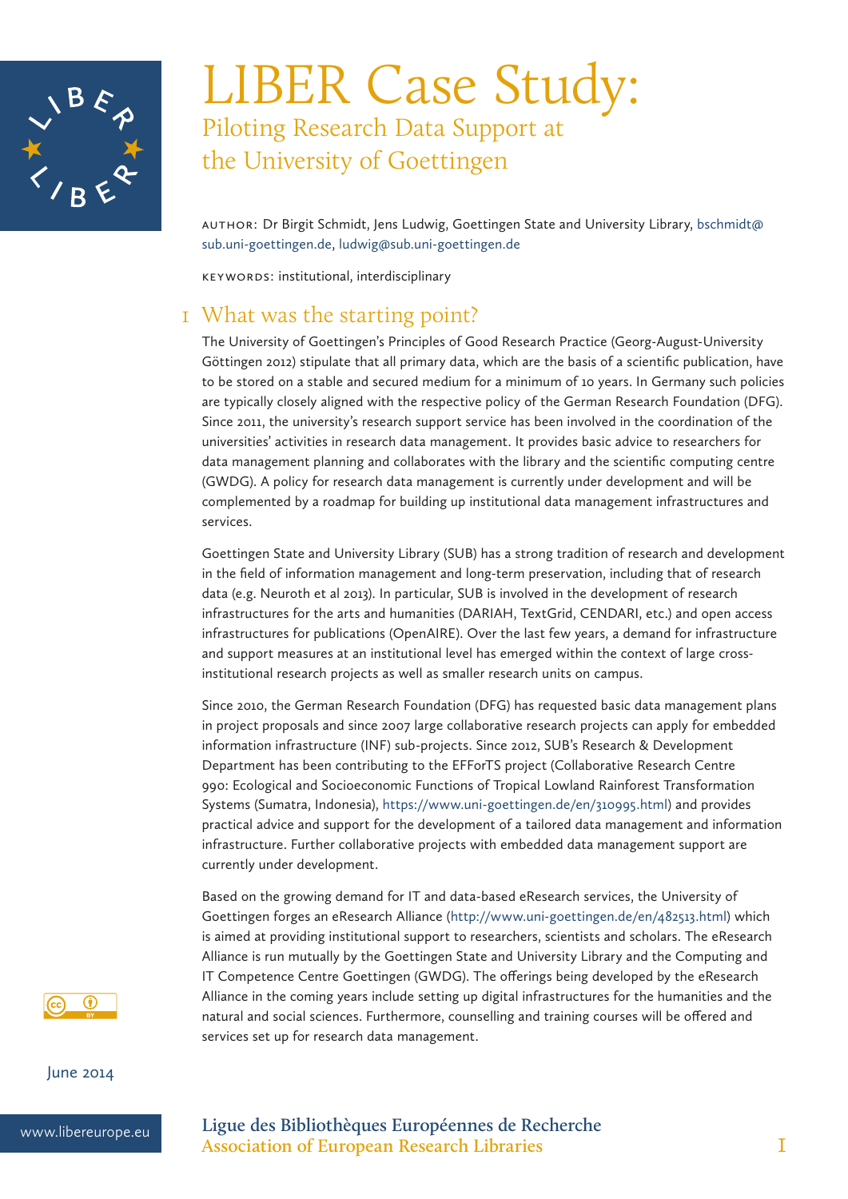# LIBER Case Study:

## Piloting Research Data Support at the University of Goettingen

AUTHOR: Dr Birgit Schmidt, Jens Ludwig, Goettingen State and University Library, bschmidt@sub.uni-goettingen.de, ludwig@sub.uni-goettingen.de

KEYWORDS: institutional, interdisciplinary

## 1 What was the starting point?

The University of Goettingen's Principles of Good Research Practice (Georg-August-University Göttingen 2012) stipulate that all primary data, which are the basis of a scientific publication, have to be stored on a stable and secured medium for a minimum of 10 years. In Germany such policies are typically closely aligned with the respective policy of the German Research Foundation (DFG). Since 2011, the university's research support service has been involved in the coordination of the universities' activities in research data management. It provides basic advice to researchers for data management planning and collaborates with the library and the scientific computing centre (GWDG). A policy for research data management is currently under development and will be complemented by a roadmap for building up institutional data management infrastructures and services.

Goettingen State and University Library (SUB) has a strong tradition of research and development in the field of information management and long-term preservation, including that of research data (e.g. Neuroth et al 2013). In particular, SUB is involved in the development of research infrastructures for the arts and humanities (DARIAH, TextGrid, CENDARI, etc.) and open access infrastructures for publications (OpenAIRE). Over the last few years, a demand for infrastructure and support measures at an institutional level has emerged within the context of large cross-institutional research projects as well as smaller research units on campus.

Since 2010, the German Research Foundation (DFG) has requested basic data management plans in project proposals and since 2007 large collaborative research projects can apply for embedded information infrastructure (INF) sub-projects. Since 2012, SUB's Research & Development Department has been contributing to the EFForTS project (Collaborative Research Centre 990: Ecological and Socioeconomic Functions of Tropical Lowland Rainforest Transformation Systems (Sumatra, Indonesia), https://www.uni-goettingen.de/en/310995.html) and provides practical advice and support for the development of a tailored data management and information infrastructure. Further collaborative projects with embedded data management support are currently under development.

Based on the growing demand for IT and data-based eResearch services, the University of Goettingen forges an eResearch Alliance (http://www.uni-goettingen.de/en/482513.html) which is aimed at providing institutional support to researchers, scientists and scholars. The eResearch Alliance is run mutually by the Goettingen State and University Library and the Computing and IT Competence Centre Goettingen (GWDG). The offerings being developed by the eResearch Alliance in the coming years include setting up digital infrastructures for the humanities and the natural and social sciences. Furthermore, counselling and training courses will be offered and services set up for research data management.

June 2014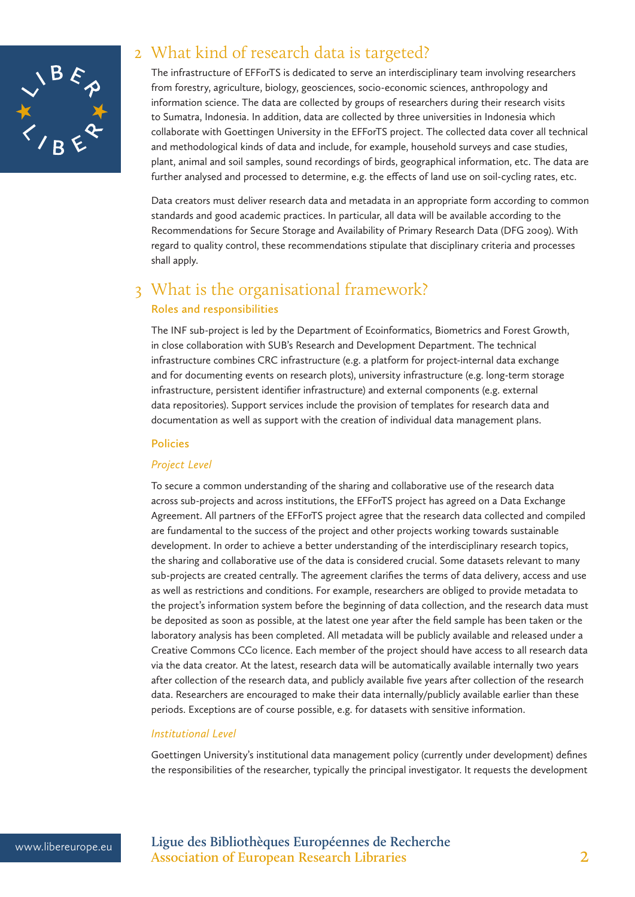## 2 What kind of research data is targeted?

The infrastructure of EFForTS is dedicated to serve an interdisciplinary team involving researchers from forestry, agriculture, biology, geosciences, socio-economic sciences, anthropology and information science. The data are collected by groups of researchers during their research visits to Sumatra, Indonesia. In addition, data are collected by three universities in Indonesia which collaborate with Goettingen University in the EFForTS project. The collected data cover all technical and methodological kinds of data and include, for example, household surveys and case studies, plant, animal and soil samples, sound recordings of birds, geographical information, etc. The data are further analysed and processed to determine, e.g. the effects of land use on soil-cycling rates, etc.

Data creators must deliver research data and metadata in an appropriate form according to common standards and good academic practices. In particular, all data will be available according to the Recommendations for Secure Storage and Availability of Primary Research Data (DFG 2009). With regard to quality control, these recommendations stipulate that disciplinary criteria and processes shall apply.

## 3 What is the organisational framework?

### Roles and responsibilities

The INF sub-project is led by the Department of Ecoinformatics, Biometrics and Forest Growth, in close collaboration with SUB's Research and Development Department. The technical infrastructure combines CRC infrastructure (e.g. a platform for project-internal data exchange and for documenting events on research plots), university infrastructure (e.g. long-term storage infrastructure, persistent identifier infrastructure) and external components (e.g. external data repositories). Support services include the provision of templates for research data and documentation as well as support with the creation of individual data management plans.

### Policies

#### *Project Level*

To secure a common understanding of the sharing and collaborative use of the research data across sub-projects and across institutions, the EFForTS project has agreed on a Data Exchange Agreement. All partners of the EFForTS project agree that the research data collected and compiled are fundamental to the success of the project and other projects working towards sustainable development. In order to achieve a better understanding of the interdisciplinary research topics, the sharing and collaborative use of the data is considered crucial. Some datasets relevant to many sub-projects are created centrally. The agreement clarifies the terms of data delivery, access and use as well as restrictions and conditions. For example, researchers are obliged to provide metadata to the project's information system before the beginning of data collection, and the research data must be deposited as soon as possible, at the latest one year after the field sample has been taken or the laboratory analysis has been completed. All metadata will be publicly available and released under a Creative Commons CC0 licence. Each member of the project should have access to all research data via the data creator. At the latest, research data will be automatically available internally two years after collection of the research data, and publicly available five years after collection of the research data. Researchers are encouraged to make their data internally/publicly available earlier than these periods. Exceptions are of course possible, e.g. for datasets with sensitive information.

#### *Institutional Level*

Goettingen University's institutional data management policy (currently under development) defines the responsibilities of the researcher, typically the principal investigator. It requests the development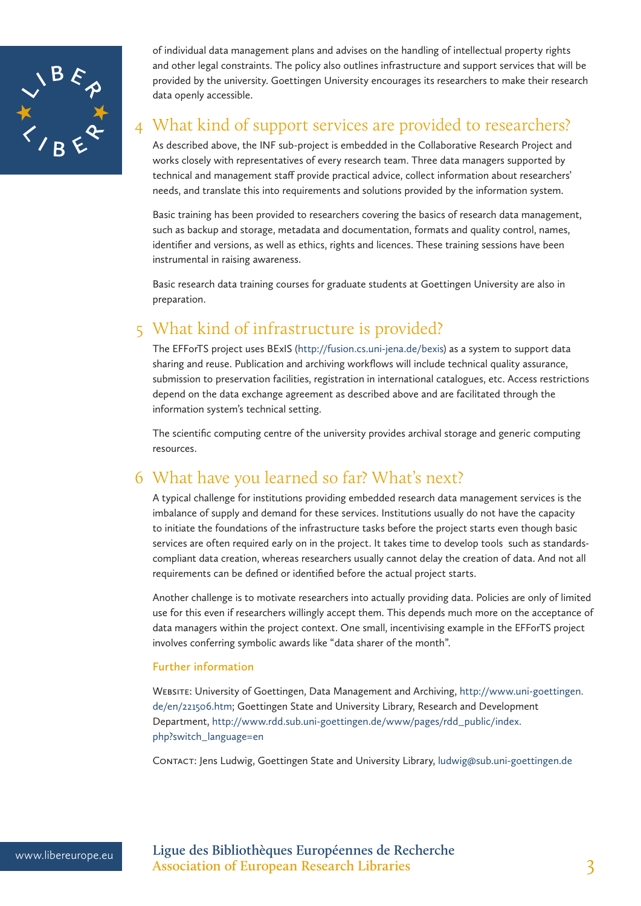of individual data management plans and advises on the handling of intellectual property rights and other legal constraints. The policy also outlines infrastructure and support services that will be provided by the university. Goettingen University encourages its researchers to make their research data openly accessible.

## 4 What kind of support services are provided to researchers?

As described above, the INF sub-project is embedded in the Collaborative Research Project and works closely with representatives of every research team. Three data managers supported by technical and management staff provide practical advice, collect information about researchers' needs, and translate this into requirements and solutions provided by the information system.

Basic training has been provided to researchers covering the basics of research data management, such as backup and storage, metadata and documentation, formats and quality control, names, identifier and versions, as well as ethics, rights and licences. These training sessions have been instrumental in raising awareness.

Basic research data training courses for graduate students at Goettingen University are also in preparation.

## 5 What kind of infrastructure is provided?

The EFForTS project uses BExIS (http://fusion.cs.uni-jena.de/bexis) as a system to support data sharing and reuse. Publication and archiving workflows will include technical quality assurance, submission to preservation facilities, registration in international catalogues, etc. Access restrictions depend on the data exchange agreement as described above and are facilitated through the information system's technical setting.

The scientific computing centre of the university provides archival storage and generic computing resources.

## 6 What have you learned so far? What's next?

A typical challenge for institutions providing embedded research data management services is the imbalance of supply and demand for these services. Institutions usually do not have the capacity to initiate the foundations of the infrastructure tasks before the project starts even though basic services are often required early on in the project. It takes time to develop tools such as standards-compliant data creation, whereas researchers usually cannot delay the creation of data. And not all requirements can be defined or identified before the actual project starts.

Another challenge is to motivate researchers into actually providing data. Policies are only of limited use for this even if researchers willingly accept them. This depends much more on the acceptance of data managers within the project context. One small, incentivising example in the EFForTS project involves conferring symbolic awards like "data sharer of the month".

### Further information

Website: University of Goettingen, Data Management and Archiving, http://www.uni-goettingen.de/en/221506.htm; Goettingen State and University Library, Research and Development Department, http://www.rdd.sub.uni-goettingen.de/www/pages/rdd_public/index.php?switch_language=en

Contact: Jens Ludwig, Goettingen State and University Library, ludwig@sub.uni-goettingen.de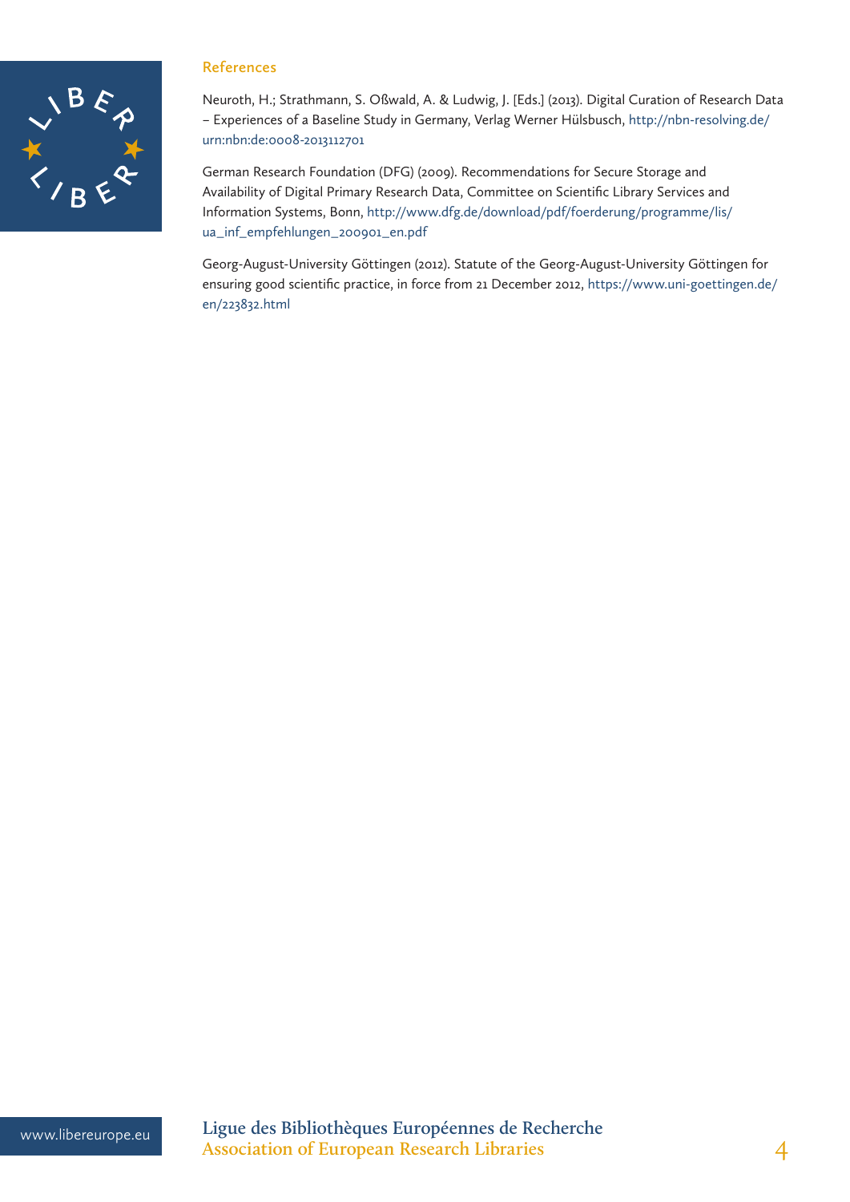## References

Neuroth, H.; Strathmann, S. Oßwald, A. & Ludwig, J. [Eds.] (2013). Digital Curation of Research Data – Experiences of a Baseline Study in Germany, Verlag Werner Hülsbusch, http://nbn-resolving.de/urn:nbn:de:0008-2013112701

German Research Foundation (DFG) (2009). Recommendations for Secure Storage and Availability of Digital Primary Research Data, Committee on Scientific Library Services and Information Systems, Bonn, http://www.dfg.de/download/pdf/foerderung/programme/lis/ua_inf_empfehlungen_200901_en.pdf

Georg-August-University Göttingen (2012). Statute of the Georg-August-University Göttingen for ensuring good scientific practice, in force from 21 December 2012, https://www.uni-goettingen.de/en/223832.html